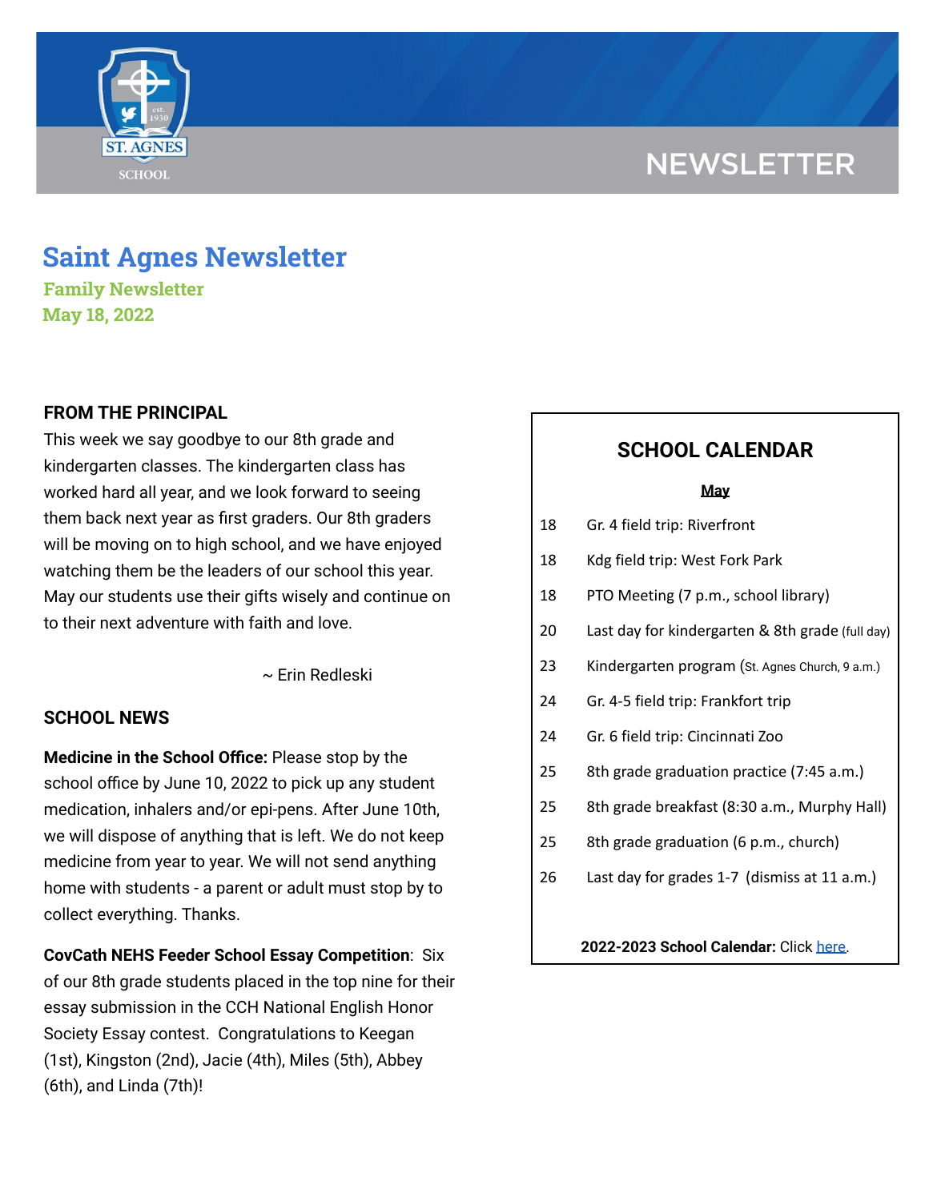NEWSLETTER

# Saint Agnes Newsletter

**Family Newsletter**
**May 18, 2022**

## FROM THE PRINCIPAL

This week we say goodbye to our 8th grade and kindergarten classes. The kindergarten class has worked hard all year, and we look forward to seeing them back next year as first graders. Our 8th graders will be moving on to high school, and we have enjoyed watching them be the leaders of our school this year. May our students use their gifts wisely and continue on to their next adventure with faith and love.

~ Erin Redleski

## SCHOOL NEWS

**Medicine in the School Office:** Please stop by the school office by June 10, 2022 to pick up any student medication, inhalers and/or epi-pens. After June 10th, we will dispose of anything that is left. We do not keep medicine from year to year. We will not send anything home with students - a parent or adult must stop by to collect everything. Thanks.

**CovCath NEHS Feeder School Essay Competition**: Six of our 8th grade students placed in the top nine for their essay submission in the CCH National English Honor Society Essay contest. Congratulations to Keegan (1st), Kingston (2nd), Jacie (4th), Miles (5th), Abbey (6th), and Linda (7th)!

## SCHOOL CALENDAR

**May**

| | |
|---|---|
| 18 | Gr. 4 field trip: Riverfront |
| 18 | Kdg field trip: West Fork Park |
| 18 | PTO Meeting (7 p.m., school library) |
| 20 | Last day for kindergarten & 8th grade (full day) |
| 23 | Kindergarten program (St. Agnes Church, 9 a.m.) |
| 24 | Gr. 4-5 field trip: Frankfort trip |
| 24 | Gr. 6 field trip: Cincinnati Zoo |
| 25 | 8th grade graduation practice (7:45 a.m.) |
| 25 | 8th grade breakfast (8:30 a.m., Murphy Hall) |
| 25 | 8th grade graduation (6 p.m., church) |
| 26 | Last day for grades 1-7 (dismiss at 11 a.m.) |

**2022-2023 School Calendar:** Click here.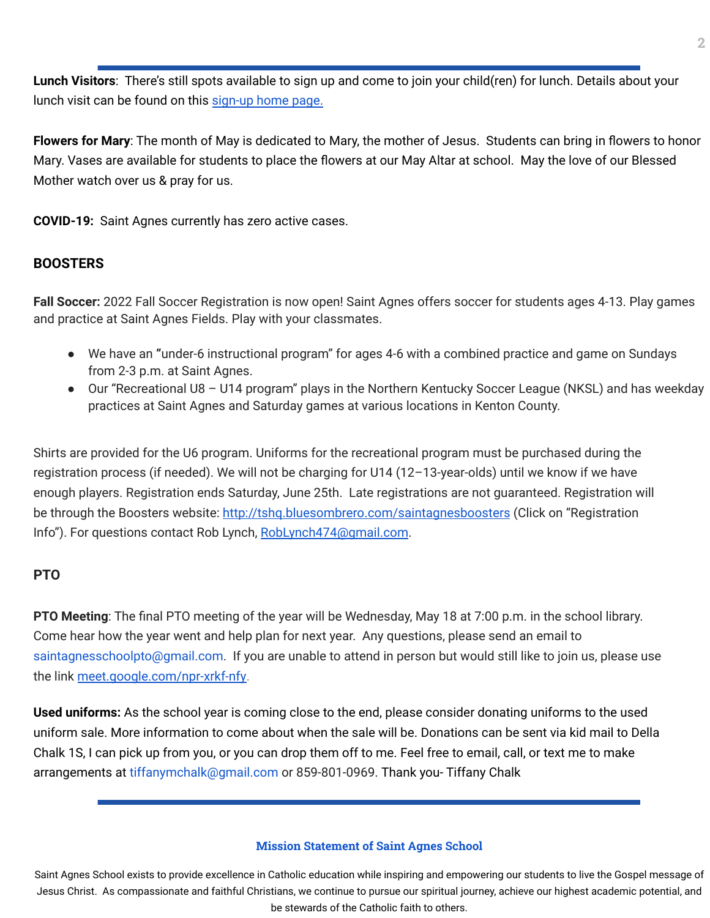**Lunch Visitors**: There's still spots available to sign up and come to join your child(ren) for lunch. Details about your lunch visit can be found on this sign-up home page.

**Flowers for Mary**: The month of May is dedicated to Mary, the mother of Jesus. Students can bring in flowers to honor Mary. Vases are available for students to place the flowers at our May Altar at school. May the love of our Blessed Mother watch over us & pray for us.

**COVID-19:** Saint Agnes currently has zero active cases.

## BOOSTERS

**Fall Soccer:** 2022 Fall Soccer Registration is now open! Saint Agnes offers soccer for students ages 4-13. Play games and practice at Saint Agnes Fields. Play with your classmates.

- We have an "under-6 instructional program" for ages 4-6 with a combined practice and game on Sundays from 2-3 p.m. at Saint Agnes.
- Our "Recreational U8 – U14 program" plays in the Northern Kentucky Soccer League (NKSL) and has weekday practices at Saint Agnes and Saturday games at various locations in Kenton County.

Shirts are provided for the U6 program. Uniforms for the recreational program must be purchased during the registration process (if needed). We will not be charging for U14 (12–13-year-olds) until we know if we have enough players. Registration ends Saturday, June 25th. Late registrations are not guaranteed. Registration will be through the Boosters website: http://tshq.bluesombrero.com/saintagnesboosters (Click on "Registration Info"). For questions contact Rob Lynch, RobLynch474@gmail.com.

## PTO

**PTO Meeting**: The final PTO meeting of the year will be Wednesday, May 18 at 7:00 p.m. in the school library. Come hear how the year went and help plan for next year. Any questions, please send an email to saintagnesschoolpto@gmail.com. If you are unable to attend in person but would still like to join us, please use the link meet.google.com/npr-xrkf-nfy.

**Used uniforms:** As the school year is coming close to the end, please consider donating uniforms to the used uniform sale. More information to come about when the sale will be. Donations can be sent via kid mail to Della Chalk 1S, I can pick up from you, or you can drop them off to me. Feel free to email, call, or text me to make arrangements at tiffanymchalk@gmail.com or 859-801-0969. Thank you- Tiffany Chalk

### Mission Statement of Saint Agnes School

Saint Agnes School exists to provide excellence in Catholic education while inspiring and empowering our students to live the Gospel message of Jesus Christ. As compassionate and faithful Christians, we continue to pursue our spiritual journey, achieve our highest academic potential, and be stewards of the Catholic faith to others.